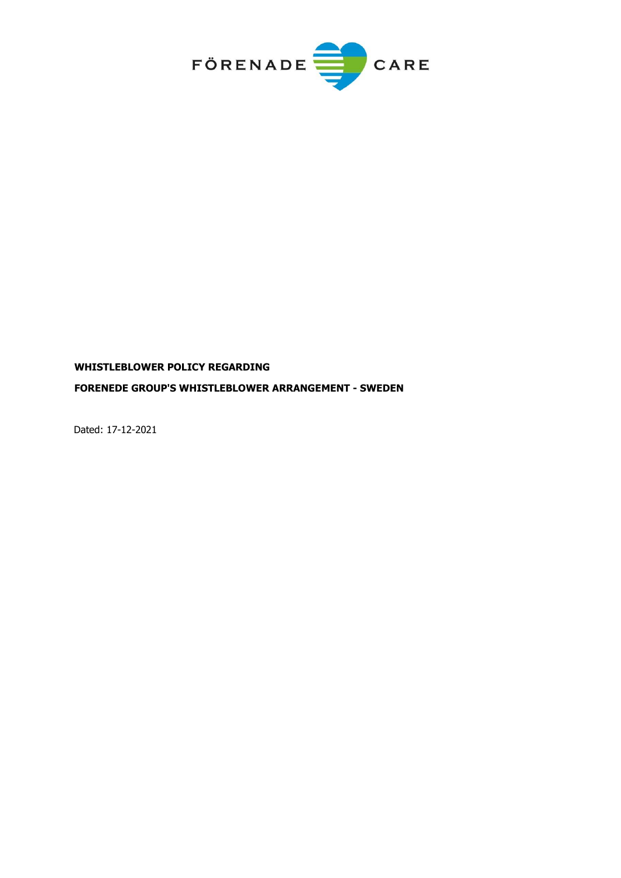FÖRENADE CARE

**WHISTLEBLOWER POLICY REGARDING**

**FORENEDE GROUP'S WHISTLEBLOWER ARRANGEMENT - SWEDEN**

Dated: 17-12-2021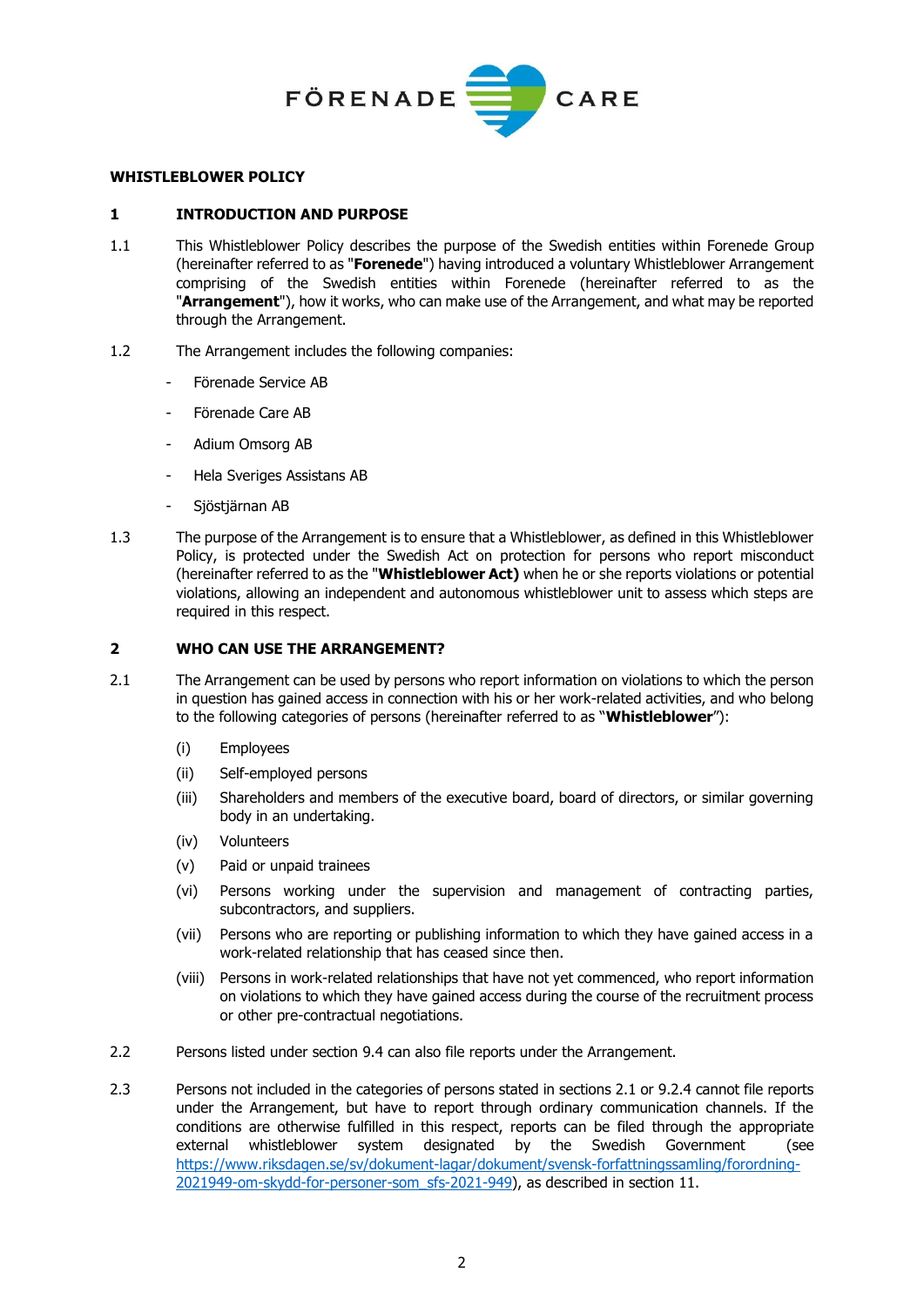**WHISTLEBLOWER POLICY**

## 1 INTRODUCTION AND PURPOSE

1.1 This Whistleblower Policy describes the purpose of the Swedish entities within Forenede Group (hereinafter referred to as "**Forenede**") having introduced a voluntary Whistleblower Arrangement comprising of the Swedish entities within Forenede (hereinafter referred to as the "**Arrangement**"), how it works, who can make use of the Arrangement, and what may be reported through the Arrangement.

1.2 The Arrangement includes the following companies:

- Förenade Service AB
- Förenade Care AB
- Adium Omsorg AB
- Hela Sveriges Assistans AB
- Sjöstjärnan AB

1.3 The purpose of the Arrangement is to ensure that a Whistleblower, as defined in this Whistleblower Policy, is protected under the Swedish Act on protection for persons who report misconduct (hereinafter referred to as the "**Whistleblower Act)** when he or she reports violations or potential violations, allowing an independent and autonomous whistleblower unit to assess which steps are required in this respect.

## 2 WHO CAN USE THE ARRANGEMENT?

2.1 The Arrangement can be used by persons who report information on violations to which the person in question has gained access in connection with his or her work-related activities, and who belong to the following categories of persons (hereinafter referred to as "**Whistleblower**"):

(i) Employees

(ii) Self-employed persons

(iii) Shareholders and members of the executive board, board of directors, or similar governing body in an undertaking.

(iv) Volunteers

(v) Paid or unpaid trainees

(vi) Persons working under the supervision and management of contracting parties, subcontractors, and suppliers.

(vii) Persons who are reporting or publishing information to which they have gained access in a work-related relationship that has ceased since then.

(viii) Persons in work-related relationships that have not yet commenced, who report information on violations to which they have gained access during the course of the recruitment process or other pre-contractual negotiations.

2.2 Persons listed under section 9.4 can also file reports under the Arrangement.

2.3 Persons not included in the categories of persons stated in sections 2.1 or 9.2.4 cannot file reports under the Arrangement, but have to report through ordinary communication channels. If the conditions are otherwise fulfilled in this respect, reports can be filed through the appropriate external whistleblower system designated by the Swedish Government (see https://www.riksdagen.se/sv/dokument-lagar/dokument/svensk-forfattningssamling/forordning-2021949-om-skydd-for-personer-som_sfs-2021-949), as described in section 11.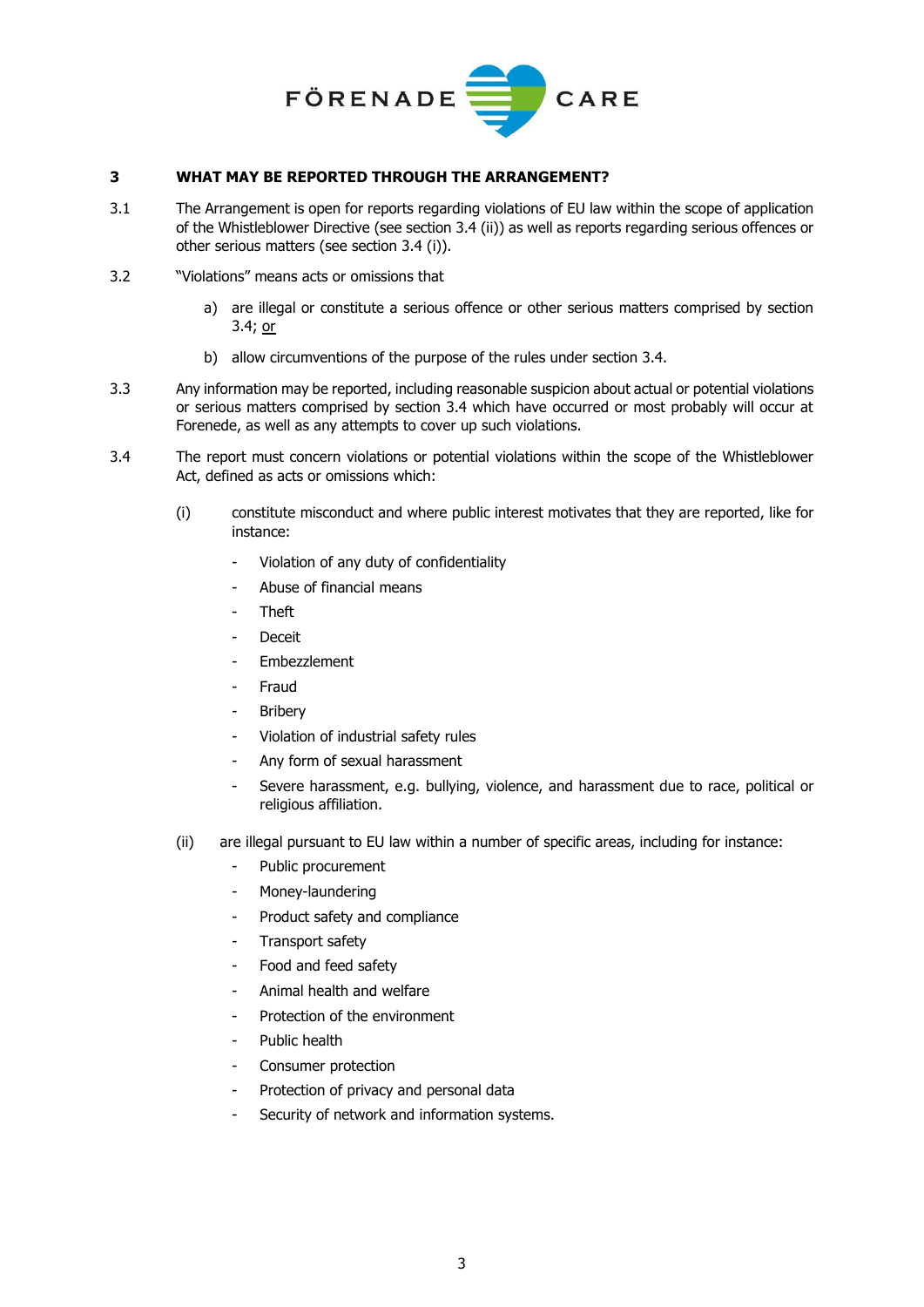## 3 WHAT MAY BE REPORTED THROUGH THE ARRANGEMENT?

3.1 The Arrangement is open for reports regarding violations of EU law within the scope of application of the Whistleblower Directive (see section 3.4 (ii)) as well as reports regarding serious offences or other serious matters (see section 3.4 (i)).

3.2 "Violations" means acts or omissions that

a) are illegal or constitute a serious offence or other serious matters comprised by section 3.4; or

b) allow circumventions of the purpose of the rules under section 3.4.

3.3 Any information may be reported, including reasonable suspicion about actual or potential violations or serious matters comprised by section 3.4 which have occurred or most probably will occur at Forenede, as well as any attempts to cover up such violations.

3.4 The report must concern violations or potential violations within the scope of the Whistleblower Act, defined as acts or omissions which:

(i) constitute misconduct and where public interest motivates that they are reported, like for instance:

- Violation of any duty of confidentiality
- Abuse of financial means
- Theft
- Deceit
- Embezzlement
- Fraud
- Bribery
- Violation of industrial safety rules
- Any form of sexual harassment
- Severe harassment, e.g. bullying, violence, and harassment due to race, political or religious affiliation.

(ii) are illegal pursuant to EU law within a number of specific areas, including for instance:

- Public procurement
- Money-laundering
- Product safety and compliance
- Transport safety
- Food and feed safety
- Animal health and welfare
- Protection of the environment
- Public health
- Consumer protection
- Protection of privacy and personal data
- Security of network and information systems.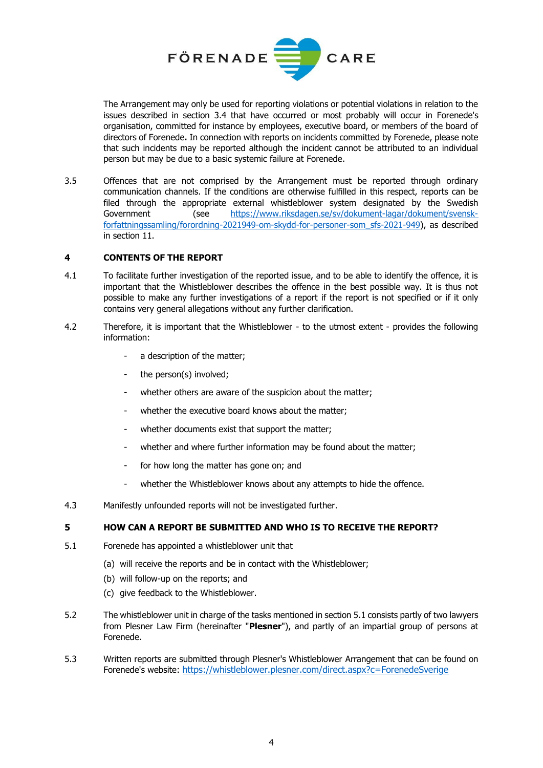The Arrangement may only be used for reporting violations or potential violations in relation to the issues described in section 3.4 that have occurred or most probably will occur in Forenede's organisation, committed for instance by employees, executive board, or members of the board of directors of Forenede**.** In connection with reports on incidents committed by Forenede, please note that such incidents may be reported although the incident cannot be attributed to an individual person but may be due to a basic systemic failure at Forenede.

3.5 Offences that are not comprised by the Arrangement must be reported through ordinary communication channels. If the conditions are otherwise fulfilled in this respect, reports can be filed through the appropriate external whistleblower system designated by the Swedish Government (see [https://www.riksdagen.se/sv/dokument-lagar/dokument/svensk-forfattningssamling/forordning-2021949-om-skydd-for-personer-som_sfs-2021-949](https://www.riksdagen.se/sv/dokument-lagar/dokument/svensk-forfattningssamling/forordning-2021949-om-skydd-for-personer-som_sfs-2021-949)), as described in section 11.

## 4 CONTENTS OF THE REPORT

4.1 To facilitate further investigation of the reported issue, and to be able to identify the offence, it is important that the Whistleblower describes the offence in the best possible way. It is thus not possible to make any further investigations of a report if the report is not specified or if it only contains very general allegations without any further clarification.

4.2 Therefore, it is important that the Whistleblower - to the utmost extent - provides the following information:

- a description of the matter;
- the person(s) involved;
- whether others are aware of the suspicion about the matter;
- whether the executive board knows about the matter;
- whether documents exist that support the matter;
- whether and where further information may be found about the matter;
- for how long the matter has gone on; and
- whether the Whistleblower knows about any attempts to hide the offence.

4.3 Manifestly unfounded reports will not be investigated further.

## 5 HOW CAN A REPORT BE SUBMITTED AND WHO IS TO RECEIVE THE REPORT?

5.1 Forenede has appointed a whistleblower unit that

(a) will receive the reports and be in contact with the Whistleblower;

(b) will follow-up on the reports; and

(c) give feedback to the Whistleblower.

5.2 The whistleblower unit in charge of the tasks mentioned in section 5.1 consists partly of two lawyers from Plesner Law Firm (hereinafter "**Plesner**"), and partly of an impartial group of persons at Forenede.

5.3 Written reports are submitted through Plesner's Whistleblower Arrangement that can be found on Forenede's website: [https://whistleblower.plesner.com/direct.aspx?c=ForenedeSverige](https://whistleblower.plesner.com/direct.aspx?c=ForenedeSverige)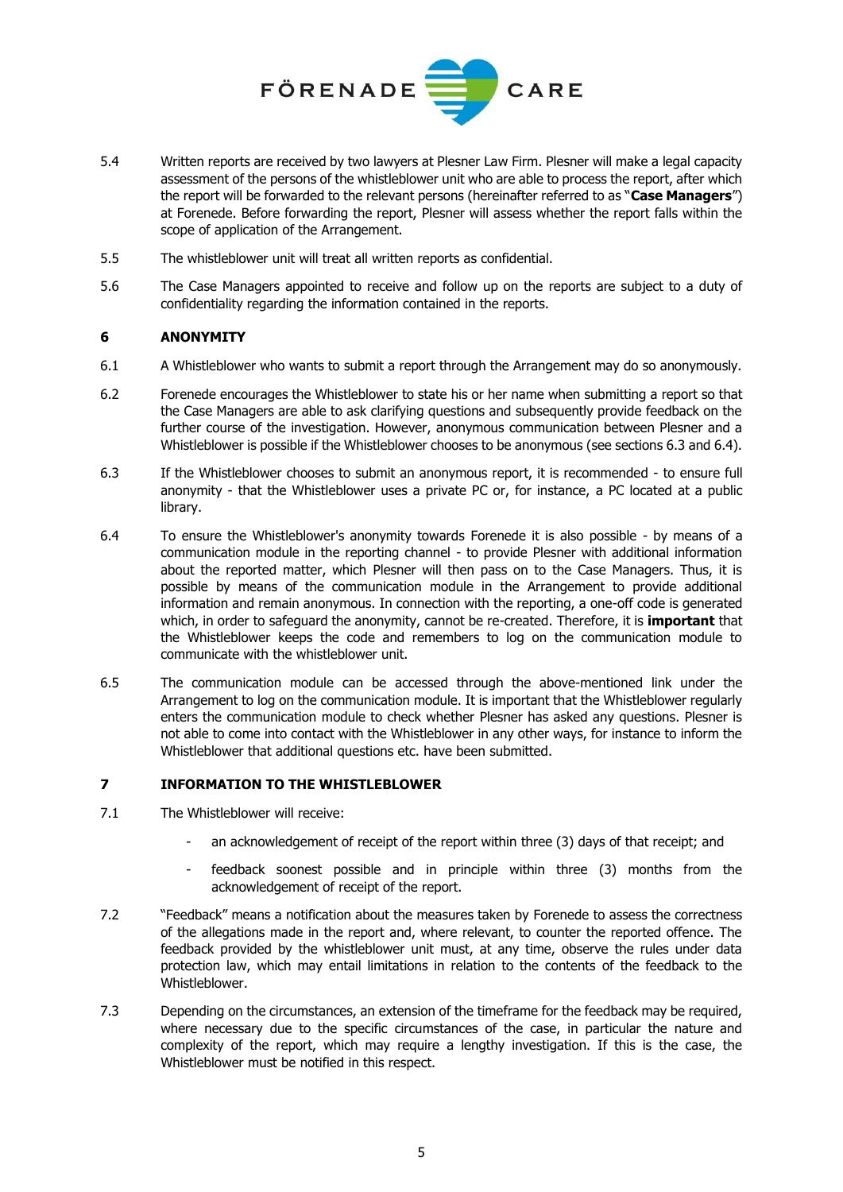5.4 Written reports are received by two lawyers at Plesner Law Firm. Plesner will make a legal capacity assessment of the persons of the whistleblower unit who are able to process the report, after which the report will be forwarded to the relevant persons (hereinafter referred to as "**Case Managers**") at Forenede. Before forwarding the report, Plesner will assess whether the report falls within the scope of application of the Arrangement.

5.5 The whistleblower unit will treat all written reports as confidential.

5.6 The Case Managers appointed to receive and follow up on the reports are subject to a duty of confidentiality regarding the information contained in the reports.

## 6 ANONYMITY

6.1 A Whistleblower who wants to submit a report through the Arrangement may do so anonymously.

6.2 Forenede encourages the Whistleblower to state his or her name when submitting a report so that the Case Managers are able to ask clarifying questions and subsequently provide feedback on the further course of the investigation. However, anonymous communication between Plesner and a Whistleblower is possible if the Whistleblower chooses to be anonymous (see sections 6.3 and 6.4).

6.3 If the Whistleblower chooses to submit an anonymous report, it is recommended - to ensure full anonymity - that the Whistleblower uses a private PC or, for instance, a PC located at a public library.

6.4 To ensure the Whistleblower's anonymity towards Forenede it is also possible - by means of a communication module in the reporting channel - to provide Plesner with additional information about the reported matter, which Plesner will then pass on to the Case Managers. Thus, it is possible by means of the communication module in the Arrangement to provide additional information and remain anonymous. In connection with the reporting, a one-off code is generated which, in order to safeguard the anonymity, cannot be re-created. Therefore, it is **important** that the Whistleblower keeps the code and remembers to log on the communication module to communicate with the whistleblower unit.

6.5 The communication module can be accessed through the above-mentioned link under the Arrangement to log on the communication module. It is important that the Whistleblower regularly enters the communication module to check whether Plesner has asked any questions. Plesner is not able to come into contact with the Whistleblower in any other ways, for instance to inform the Whistleblower that additional questions etc. have been submitted.

## 7 INFORMATION TO THE WHISTLEBLOWER

7.1 The Whistleblower will receive:

- an acknowledgement of receipt of the report within three (3) days of that receipt; and
- feedback soonest possible and in principle within three (3) months from the acknowledgement of receipt of the report.

7.2 "Feedback" means a notification about the measures taken by Forenede to assess the correctness of the allegations made in the report and, where relevant, to counter the reported offence. The feedback provided by the whistleblower unit must, at any time, observe the rules under data protection law, which may entail limitations in relation to the contents of the feedback to the Whistleblower.

7.3 Depending on the circumstances, an extension of the timeframe for the feedback may be required, where necessary due to the specific circumstances of the case, in particular the nature and complexity of the report, which may require a lengthy investigation. If this is the case, the Whistleblower must be notified in this respect.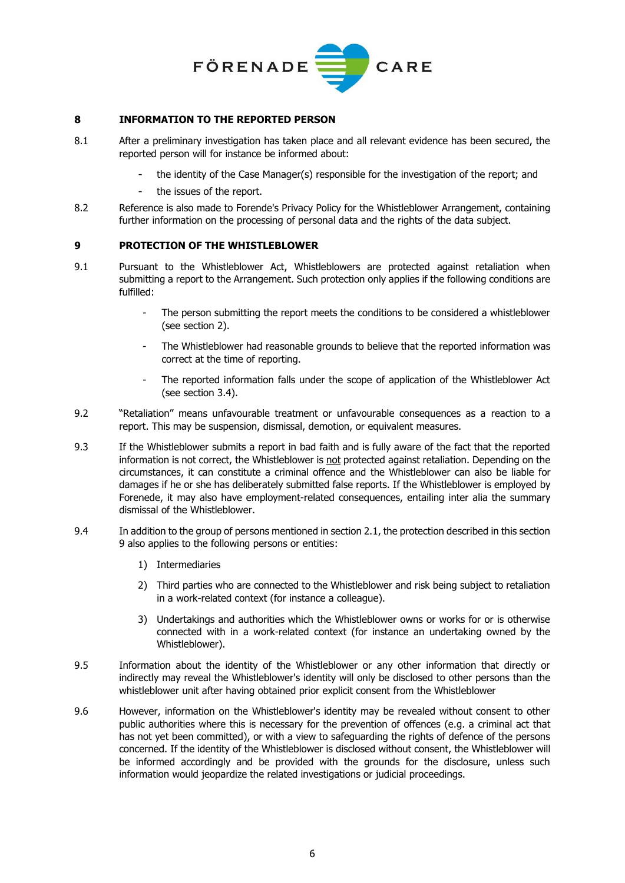## 8 INFORMATION TO THE REPORTED PERSON

8.1 After a preliminary investigation has taken place and all relevant evidence has been secured, the reported person will for instance be informed about:

- the identity of the Case Manager(s) responsible for the investigation of the report; and
- the issues of the report.

8.2 Reference is also made to Forende's Privacy Policy for the Whistleblower Arrangement, containing further information on the processing of personal data and the rights of the data subject.

## 9 PROTECTION OF THE WHISTLEBLOWER

9.1 Pursuant to the Whistleblower Act, Whistleblowers are protected against retaliation when submitting a report to the Arrangement. Such protection only applies if the following conditions are fulfilled:

- The person submitting the report meets the conditions to be considered a whistleblower (see section 2).
- The Whistleblower had reasonable grounds to believe that the reported information was correct at the time of reporting.
- The reported information falls under the scope of application of the Whistleblower Act (see section 3.4).

9.2 "Retaliation" means unfavourable treatment or unfavourable consequences as a reaction to a report. This may be suspension, dismissal, demotion, or equivalent measures.

9.3 If the Whistleblower submits a report in bad faith and is fully aware of the fact that the reported information is not correct, the Whistleblower is <u>not</u> protected against retaliation. Depending on the circumstances, it can constitute a criminal offence and the Whistleblower can also be liable for damages if he or she has deliberately submitted false reports. If the Whistleblower is employed by Forenede, it may also have employment-related consequences, entailing inter alia the summary dismissal of the Whistleblower.

9.4 In addition to the group of persons mentioned in section 2.1, the protection described in this section 9 also applies to the following persons or entities:

1) Intermediaries
2) Third parties who are connected to the Whistleblower and risk being subject to retaliation in a work-related context (for instance a colleague).
3) Undertakings and authorities which the Whistleblower owns or works for or is otherwise connected with in a work-related context (for instance an undertaking owned by the Whistleblower).

9.5 Information about the identity of the Whistleblower or any other information that directly or indirectly may reveal the Whistleblower's identity will only be disclosed to other persons than the whistleblower unit after having obtained prior explicit consent from the Whistleblower

9.6 However, information on the Whistleblower's identity may be revealed without consent to other public authorities where this is necessary for the prevention of offences (e.g. a criminal act that has not yet been committed), or with a view to safeguarding the rights of defence of the persons concerned. If the identity of the Whistleblower is disclosed without consent, the Whistleblower will be informed accordingly and be provided with the grounds for the disclosure, unless such information would jeopardize the related investigations or judicial proceedings.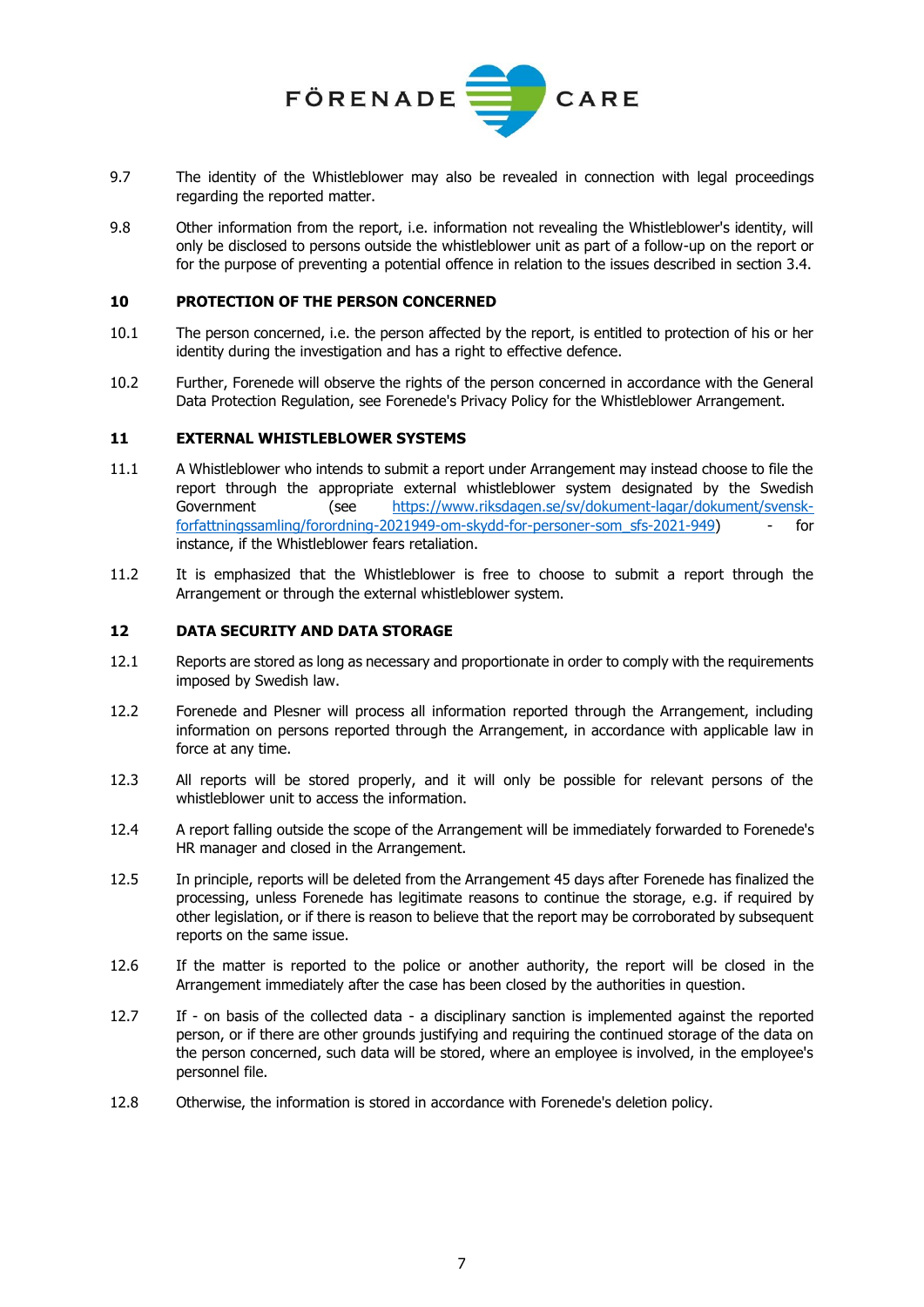9.7 The identity of the Whistleblower may also be revealed in connection with legal proceedings regarding the reported matter.

9.8 Other information from the report, i.e. information not revealing the Whistleblower's identity, will only be disclosed to persons outside the whistleblower unit as part of a follow-up on the report or for the purpose of preventing a potential offence in relation to the issues described in section 3.4.

## 10 PROTECTION OF THE PERSON CONCERNED

10.1 The person concerned, i.e. the person affected by the report, is entitled to protection of his or her identity during the investigation and has a right to effective defence.

10.2 Further, Forenede will observe the rights of the person concerned in accordance with the General Data Protection Regulation, see Forenede's Privacy Policy for the Whistleblower Arrangement.

## 11 EXTERNAL WHISTLEBLOWER SYSTEMS

11.1 A Whistleblower who intends to submit a report under Arrangement may instead choose to file the report through the appropriate external whistleblower system designated by the Swedish Government (see [https://www.riksdagen.se/sv/dokument-lagar/dokument/svensk-forfattningssamling/forordning-2021949-om-skydd-for-personer-som_sfs-2021-949](https://www.riksdagen.se/sv/dokument-lagar/dokument/svensk-forfattningssamling/forordning-2021949-om-skydd-for-personer-som_sfs-2021-949)) - for instance, if the Whistleblower fears retaliation.

11.2 It is emphasized that the Whistleblower is free to choose to submit a report through the Arrangement or through the external whistleblower system.

## 12 DATA SECURITY AND DATA STORAGE

12.1 Reports are stored as long as necessary and proportionate in order to comply with the requirements imposed by Swedish law.

12.2 Forenede and Plesner will process all information reported through the Arrangement, including information on persons reported through the Arrangement, in accordance with applicable law in force at any time.

12.3 All reports will be stored properly, and it will only be possible for relevant persons of the whistleblower unit to access the information.

12.4 A report falling outside the scope of the Arrangement will be immediately forwarded to Forenede's HR manager and closed in the Arrangement.

12.5 In principle, reports will be deleted from the Arrangement 45 days after Forenede has finalized the processing, unless Forenede has legitimate reasons to continue the storage, e.g. if required by other legislation, or if there is reason to believe that the report may be corroborated by subsequent reports on the same issue.

12.6 If the matter is reported to the police or another authority, the report will be closed in the Arrangement immediately after the case has been closed by the authorities in question.

12.7 If - on basis of the collected data - a disciplinary sanction is implemented against the reported person, or if there are other grounds justifying and requiring the continued storage of the data on the person concerned, such data will be stored, where an employee is involved, in the employee's personnel file.

12.8 Otherwise, the information is stored in accordance with Forenede's deletion policy.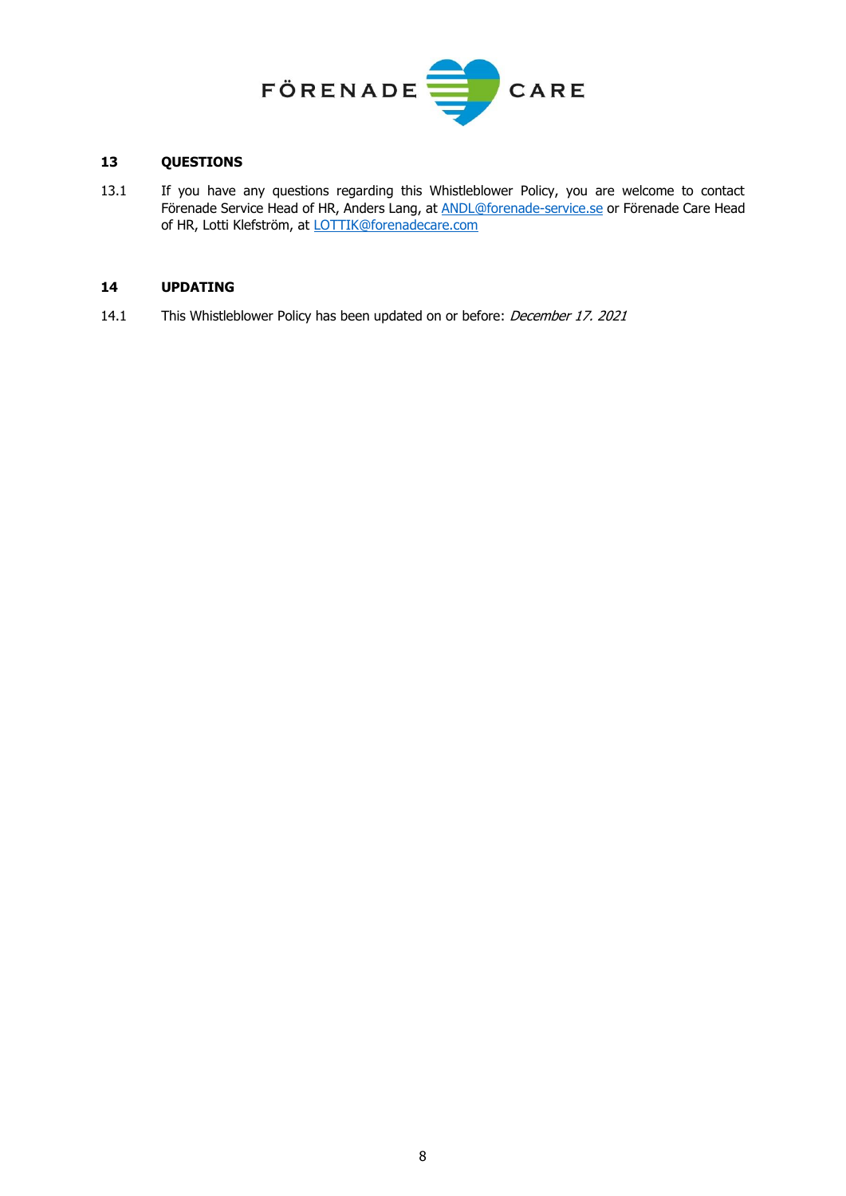## 13 QUESTIONS

13.1 If you have any questions regarding this Whistleblower Policy, you are welcome to contact Förenade Service Head of HR, Anders Lang, at ANDL@forenade-service.se or Förenade Care Head of HR, Lotti Klefström, at LOTTIK@forenadecare.com

## 14 UPDATING

14.1 This Whistleblower Policy has been updated on or before: *December 17. 2021*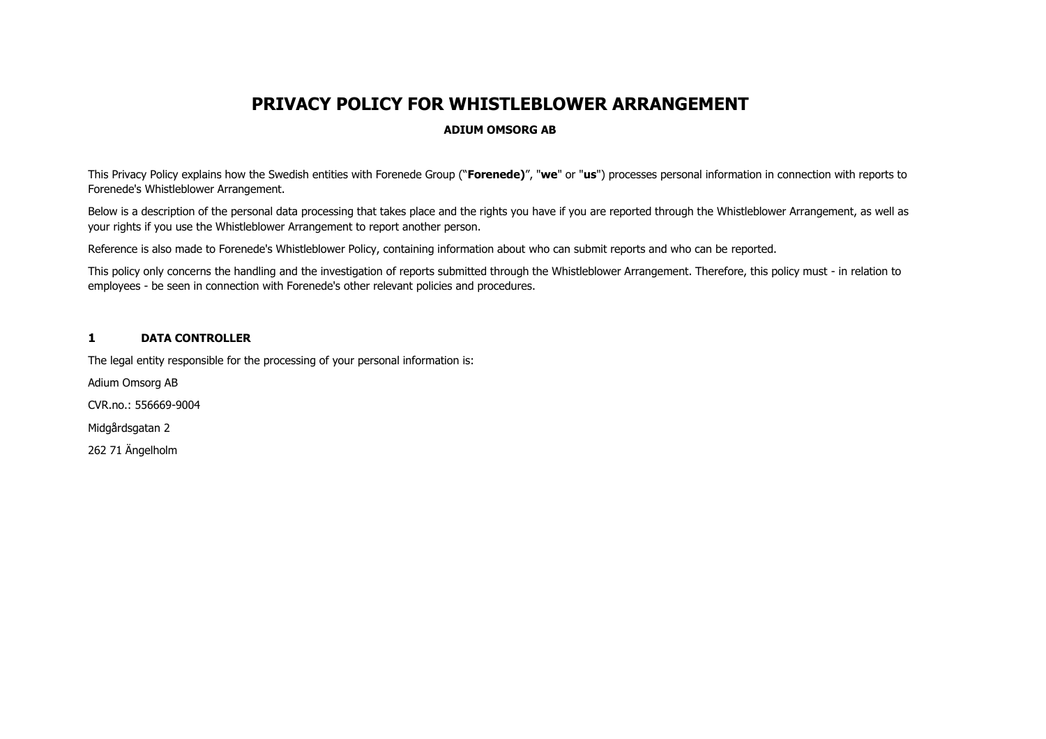# PRIVACY POLICY FOR WHISTLEBLOWER ARRANGEMENT

**ADIUM OMSORG AB**

This Privacy Policy explains how the Swedish entities with Forenede Group ("**Forenede)**", "**we**" or "**us**") processes personal information in connection with reports to Forenede's Whistleblower Arrangement.

Below is a description of the personal data processing that takes place and the rights you have if you are reported through the Whistleblower Arrangement, as well as your rights if you use the Whistleblower Arrangement to report another person.

Reference is also made to Forenede's Whistleblower Policy, containing information about who can submit reports and who can be reported.

This policy only concerns the handling and the investigation of reports submitted through the Whistleblower Arrangement. Therefore, this policy must - in relation to employees - be seen in connection with Forenede's other relevant policies and procedures.

## 1 DATA CONTROLLER

The legal entity responsible for the processing of your personal information is:

Adium Omsorg AB

CVR.no.: 556669-9004

Midgårdsgatan 2

262 71 Ängelholm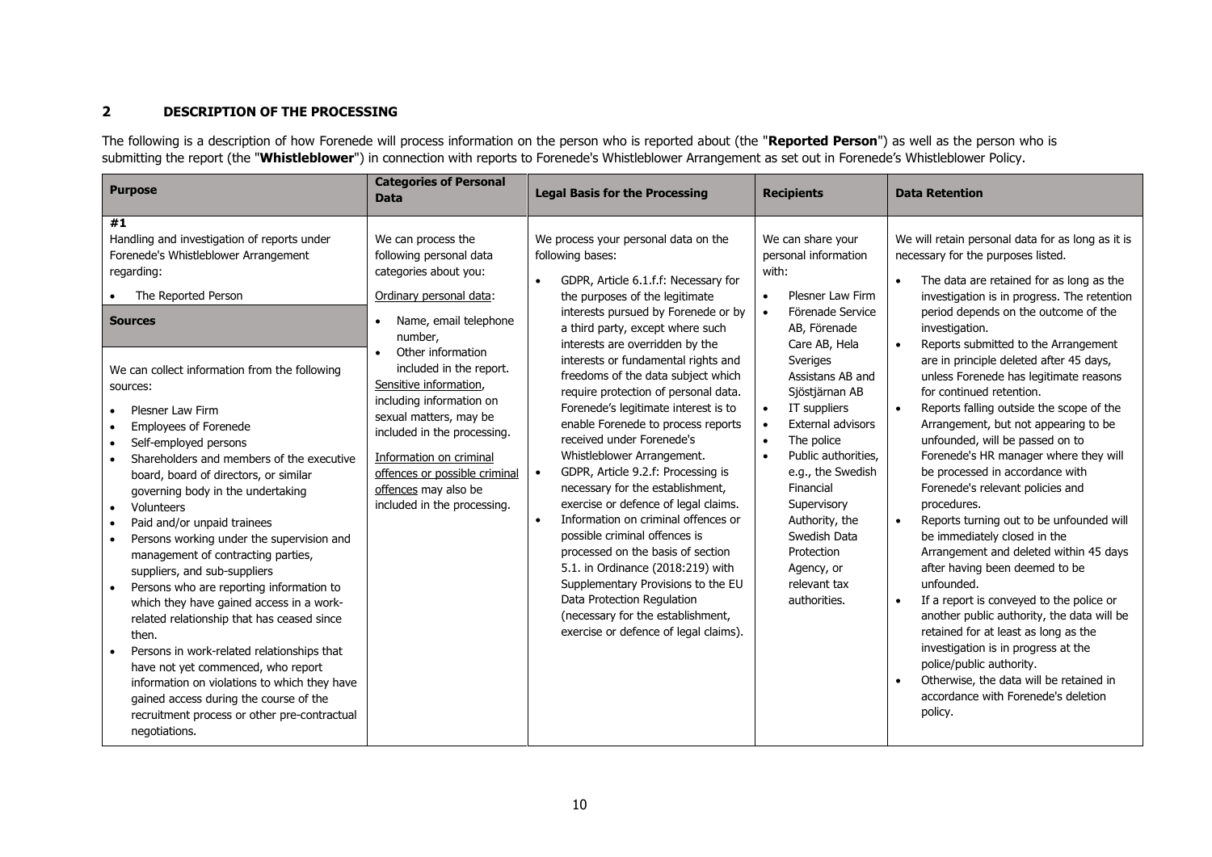## 2 DESCRIPTION OF THE PROCESSING

The following is a description of how Forenede will process information on the person who is reported about (the "**Reported Person**") as well as the person who is submitting the report (the "**Whistleblower**") in connection with reports to Forenede's Whistleblower Arrangement as set out in Forenede's Whistleblower Policy.

| Purpose | Categories of Personal Data | Legal Basis for the Processing | Recipients | Data Retention |
|---|---|---|---|---|
| **#1**<br>Handling and investigation of reports under Forenede's Whistleblower Arrangement regarding:<br>• The Reported Person<br><br>**Sources**<br><br>We can collect information from the following sources:<br>• Plesner Law Firm<br>• Employees of Forenede<br>• Self-employed persons<br>• Shareholders and members of the executive board, board of directors, or similar governing body in the undertaking<br>• Volunteers<br>• Paid and/or unpaid trainees<br>• Persons working under the supervision and management of contracting parties, suppliers, and sub-suppliers<br>• Persons who are reporting information to which they have gained access in a work-related relationship that has ceased since then.<br>• Persons in work-related relationships that have not yet commenced, who report information on violations to which they have gained access during the course of the recruitment process or other pre-contractual negotiations. | We can process the following personal data categories about you:<br><br>Ordinary personal data:<br>• Name, email telephone number,<br>• Other information included in the report.<br><br>Sensitive information, including information on sexual matters, may be included in the processing.<br><br>Information on criminal offences or possible criminal offences may also be included in the processing. | We process your personal data on the following bases:<br>• GDPR, Article 6.1.f.f: Necessary for the purposes of the legitimate interests pursued by Forenede or by a third party, except where such interests are overridden by the interests or fundamental rights and freedoms of the data subject which require protection of personal data. Forenede's legitimate interest is to enable Forenede to process reports received under Forenede's Whistleblower Arrangement.<br>• GDPR, Article 9.2.f: Processing is necessary for the establishment, exercise or defence of legal claims.<br>• Information on criminal offences or possible criminal offences is processed on the basis of section 5.1. in Ordinance (2018:219) with Supplementary Provisions to the EU Data Protection Regulation (necessary for the establishment, exercise or defence of legal claims). | We can share your personal information with:<br>• Plesner Law Firm<br>• Förenade Service AB, Förenade Care AB, Hela Sveriges Assistans AB and Sjöstjärnan AB<br>• IT suppliers<br>• External advisors<br>• The police<br>• Public authorities, e.g., the Swedish Financial Supervisory Authority, the Swedish Data Protection Agency, or relevant tax authorities. | We will retain personal data for as long as it is necessary for the purposes listed.<br>• The data are retained for as long as the investigation is in progress. The retention period depends on the outcome of the investigation.<br>• Reports submitted to the Arrangement are in principle deleted after 45 days, unless Forenede has legitimate reasons for continued retention.<br>• Reports falling outside the scope of the Arrangement, but not appearing to be unfounded, will be passed on to Forenede's HR manager where they will be processed in accordance with Forenede's relevant policies and procedures.<br>• Reports turning out to be unfounded will be immediately closed in the Arrangement and deleted within 45 days after having been deemed to be unfounded.<br>• If a report is conveyed to the police or another public authority, the data will be retained for at least as long as the investigation is in progress at the police/public authority.<br>• Otherwise, the data will be retained in accordance with Forenede's deletion policy. |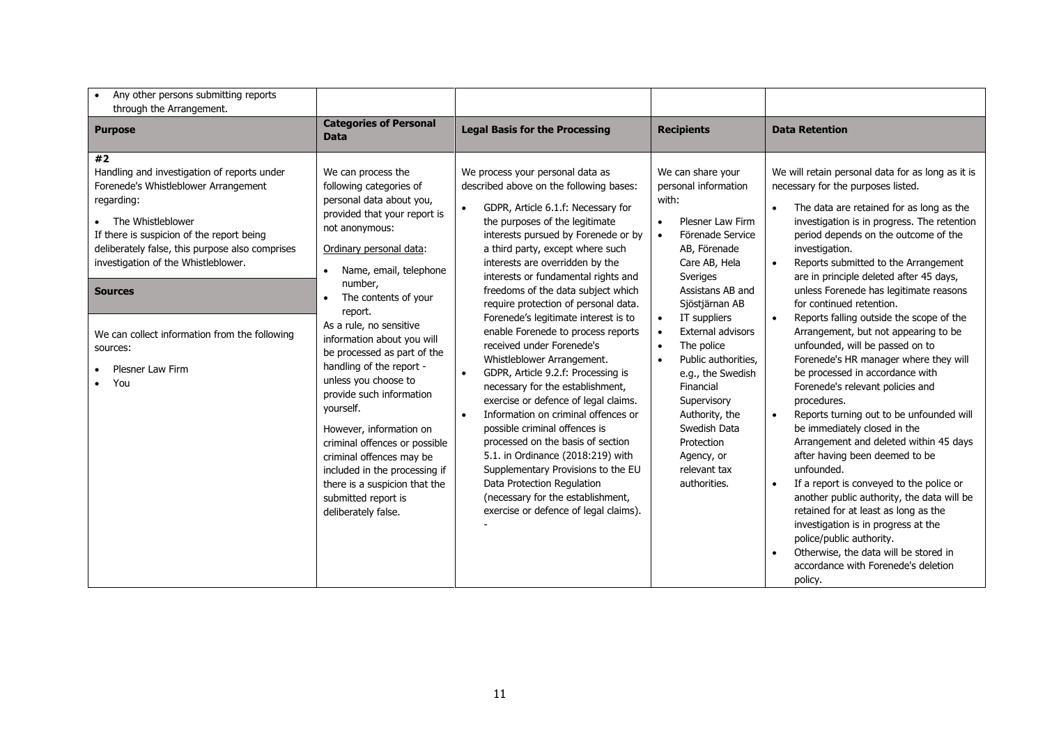| • Any other persons submitting reports through the Arrangement. | | | | |
|---|---|---|---|---|
| **Purpose** | **Categories of Personal Data** | **Legal Basis for the Processing** | **Recipients** | **Data Retention** |
| **#2**<br>Handling and investigation of reports under Forenede's Whistleblower Arrangement regarding:<br>• The Whistleblower<br>If there is suspicion of the report being deliberately false, this purpose also comprises investigation of the Whistleblower. | We can process the following categories of personal data about you, provided that your report is not anonymous:<br><u>Ordinary personal data</u>:<br>• Name, email, telephone number,<br>• The contents of your report.<br>As a rule, no sensitive information about you will be processed as part of the handling of the report - unless you choose to provide such information yourself.<br>However, information on criminal offences or possible criminal offences may be included in the processing if there is a suspicion that the submitted report is deliberately false. | We process your personal data as described above on the following bases:<br>• GDPR, Article 6.1.f: Necessary for the purposes of the legitimate interests pursued by Forenede or by a third party, except where such interests are overridden by the interests or fundamental rights and freedoms of the data subject which require protection of personal data. Forenede's legitimate interest is to enable Forenede to process reports received under Forenede's Whistleblower Arrangement.<br>• GDPR, Article 9.2.f: Processing is necessary for the establishment, exercise or defence of legal claims.<br>• Information on criminal offences or possible criminal offences is processed on the basis of section 5.1. in Ordinance (2018:219) with Supplementary Provisions to the EU Data Protection Regulation (necessary for the establishment, exercise or defence of legal claims).<br>- | We can share your personal information with:<br>• Plesner Law Firm<br>• Förenade Service AB, Förenade Care AB, Hela Sveriges Assistans AB and Sjöstjärnan AB<br>• IT suppliers<br>• External advisors<br>• The police<br>• Public authorities, e.g., the Swedish Financial Supervisory Authority, the Swedish Data Protection Agency, or relevant tax authorities. | We will retain personal data for as long as it is necessary for the purposes listed.<br>• The data are retained for as long as the investigation is in progress. The retention period depends on the outcome of the investigation.<br>• Reports submitted to the Arrangement are in principle deleted after 45 days, unless Forenede has legitimate reasons for continued retention.<br>• Reports falling outside the scope of the Arrangement, but not appearing to be unfounded, will be passed on to Forenede's HR manager where they will be processed in accordance with Forenede's relevant policies and procedures.<br>• Reports turning out to be unfounded will be immediately closed in the Arrangement and deleted within 45 days after having been deemed to be unfounded.<br>• If a report is conveyed to the police or another public authority, the data will be retained for at least as long as the investigation is in progress at the police/public authority.<br>• Otherwise, the data will be stored in accordance with Forenede's deletion policy. |
| **Sources** | | | | |
| We can collect information from the following sources:<br>• Plesner Law Firm<br>• You | | | | |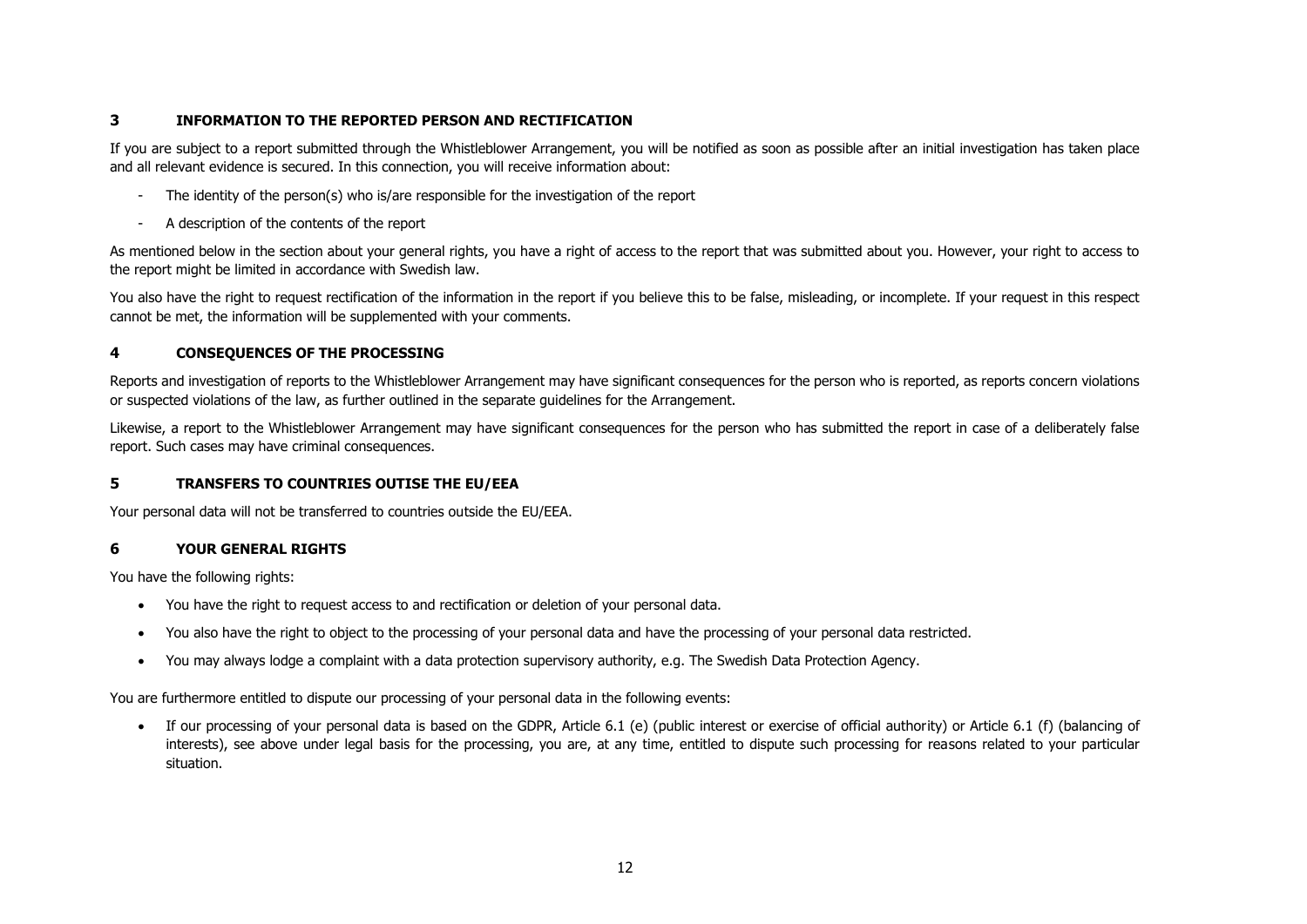## 3 INFORMATION TO THE REPORTED PERSON AND RECTIFICATION

If you are subject to a report submitted through the Whistleblower Arrangement, you will be notified as soon as possible after an initial investigation has taken place and all relevant evidence is secured. In this connection, you will receive information about:

- The identity of the person(s) who is/are responsible for the investigation of the report
- A description of the contents of the report

As mentioned below in the section about your general rights, you have a right of access to the report that was submitted about you. However, your right to access to the report might be limited in accordance with Swedish law.

You also have the right to request rectification of the information in the report if you believe this to be false, misleading, or incomplete. If your request in this respect cannot be met, the information will be supplemented with your comments.

## 4 CONSEQUENCES OF THE PROCESSING

Reports and investigation of reports to the Whistleblower Arrangement may have significant consequences for the person who is reported, as reports concern violations or suspected violations of the law, as further outlined in the separate guidelines for the Arrangement.

Likewise, a report to the Whistleblower Arrangement may have significant consequences for the person who has submitted the report in case of a deliberately false report. Such cases may have criminal consequences.

## 5 TRANSFERS TO COUNTRIES OUTISE THE EU/EEA

Your personal data will not be transferred to countries outside the EU/EEA.

## 6 YOUR GENERAL RIGHTS

You have the following rights:

- You have the right to request access to and rectification or deletion of your personal data.
- You also have the right to object to the processing of your personal data and have the processing of your personal data restricted.
- You may always lodge a complaint with a data protection supervisory authority, e.g. The Swedish Data Protection Agency.

You are furthermore entitled to dispute our processing of your personal data in the following events:

- If our processing of your personal data is based on the GDPR, Article 6.1 (e) (public interest or exercise of official authority) or Article 6.1 (f) (balancing of interests), see above under legal basis for the processing, you are, at any time, entitled to dispute such processing for reasons related to your particular situation.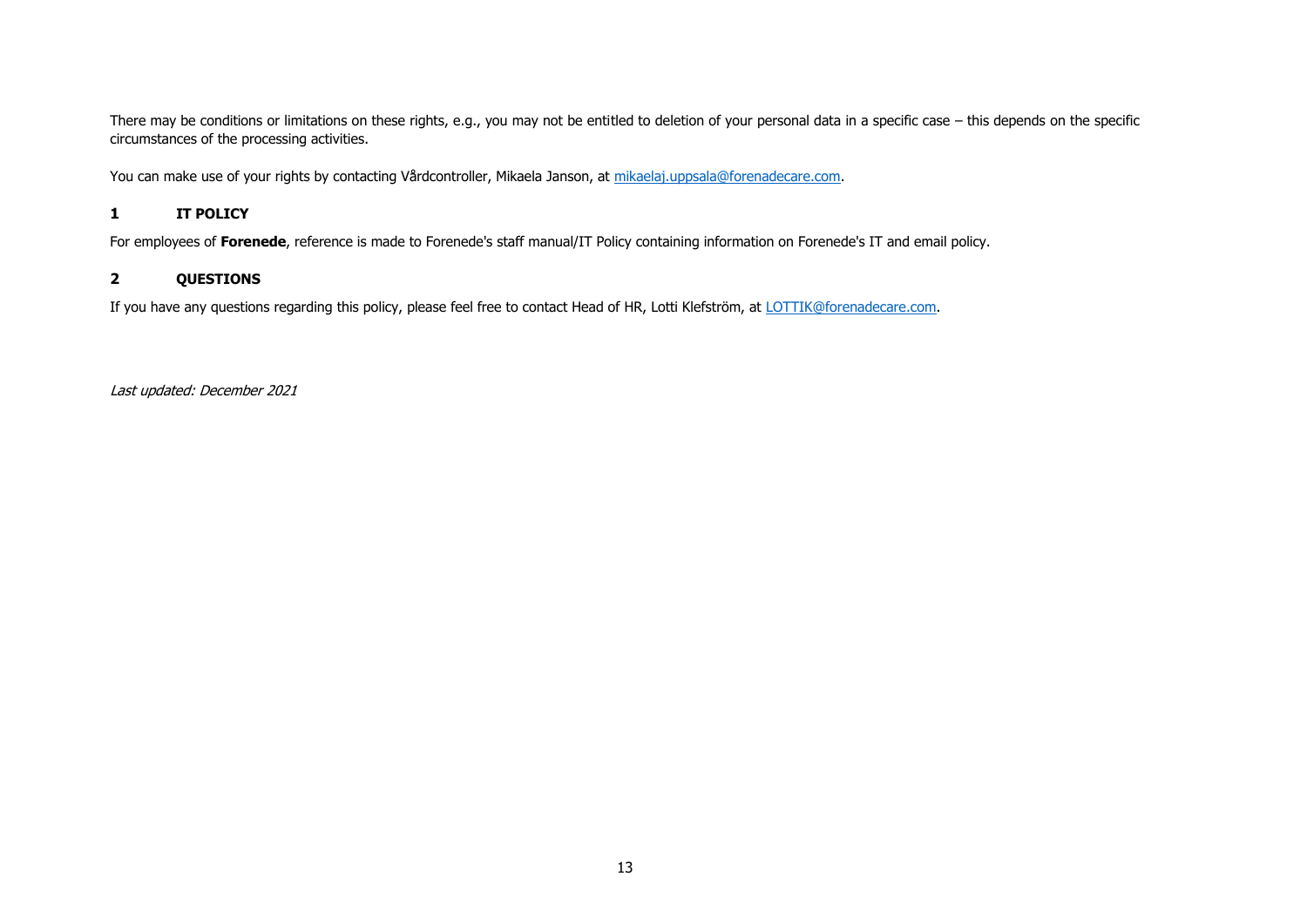There may be conditions or limitations on these rights, e.g., you may not be entitled to deletion of your personal data in a specific case – this depends on the specific circumstances of the processing activities.

You can make use of your rights by contacting Vårdcontroller, Mikaela Janson, at mikaelaj.uppsala@forenadecare.com.

## 1 IT POLICY

For employees of **Forenede**, reference is made to Forenede's staff manual/IT Policy containing information on Forenede's IT and email policy.

## 2 QUESTIONS

If you have any questions regarding this policy, please feel free to contact Head of HR, Lotti Klefström, at LOTTIK@forenadecare.com.

*Last updated: December 2021*